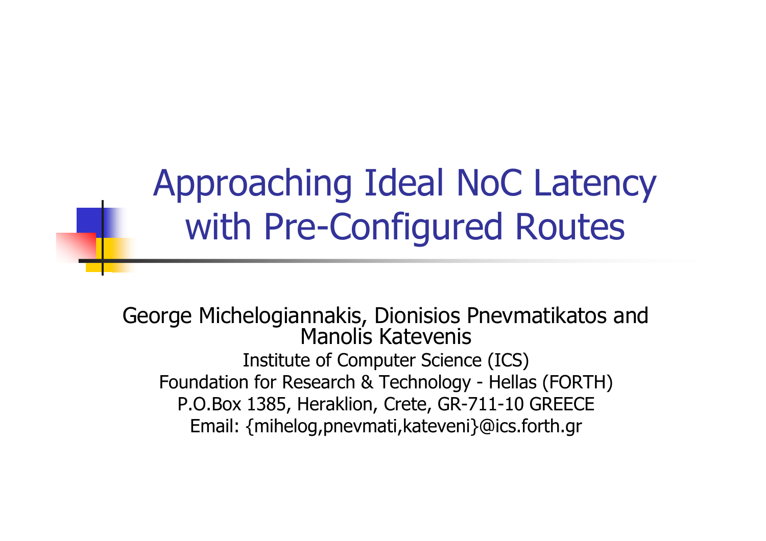# Approaching Ideal NoC Latency with Pre-Configured Routes

George Michelogiannakis, Dionisios Pnevmatikatos and Manolis Katevenis

Institute of Computer Science (ICS)

Foundation for Research & Technology - Hellas (FORTH)

P.O.Box 1385, Heraklion, Crete, GR-711-10 GREECE

Email: {mihelog,pnevmati,kateveni}@ics.forth.gr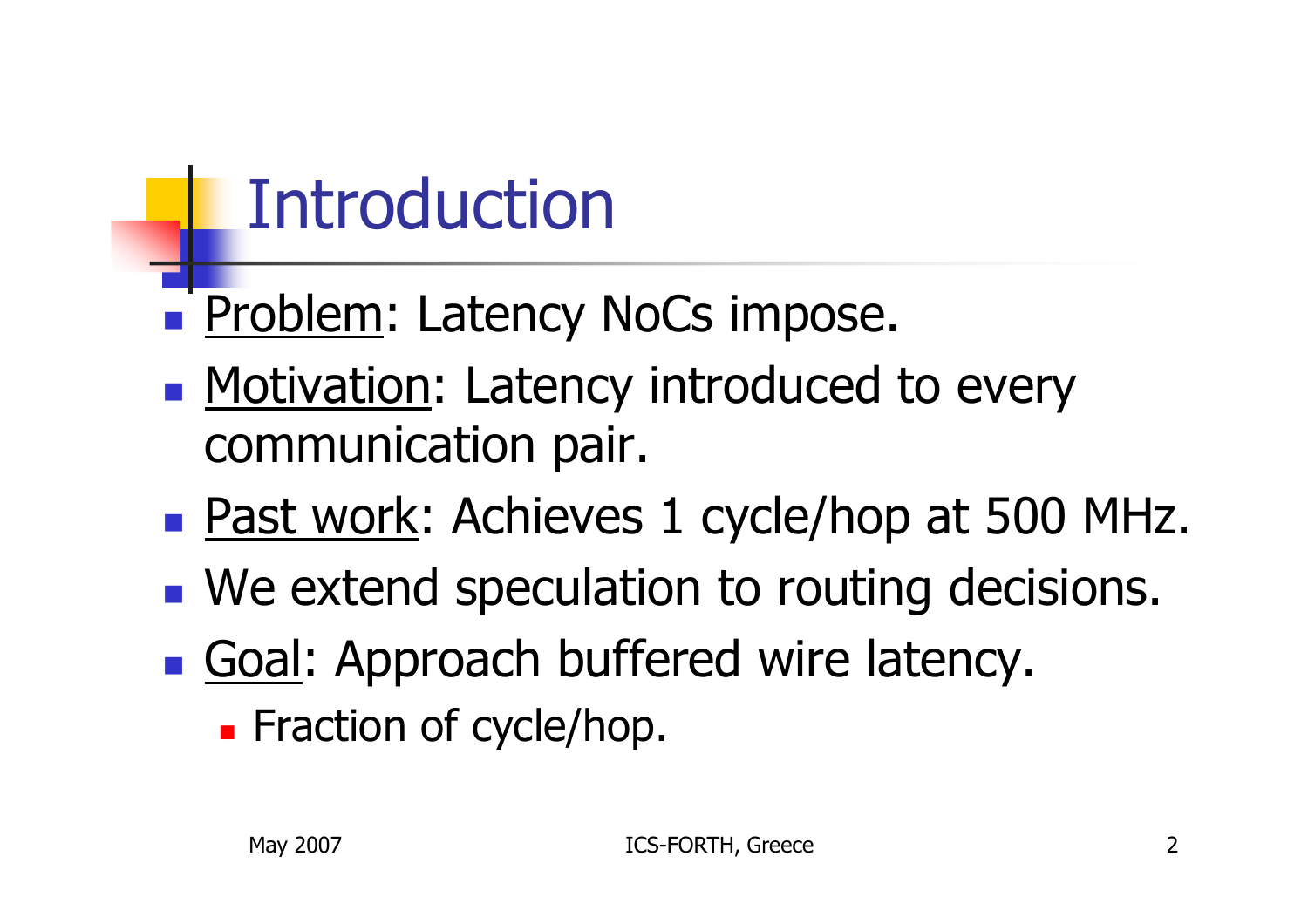# Introduction

- Problem: Latency NoCs impose.
- Motivation: Latency introduced to every communication pair.
- Past work: Achieves 1 cycle/hop at 500 MHz.
- We extend speculation to routing decisions.
- Goal: Approach buffered wire latency.
  - Fraction of cycle/hop.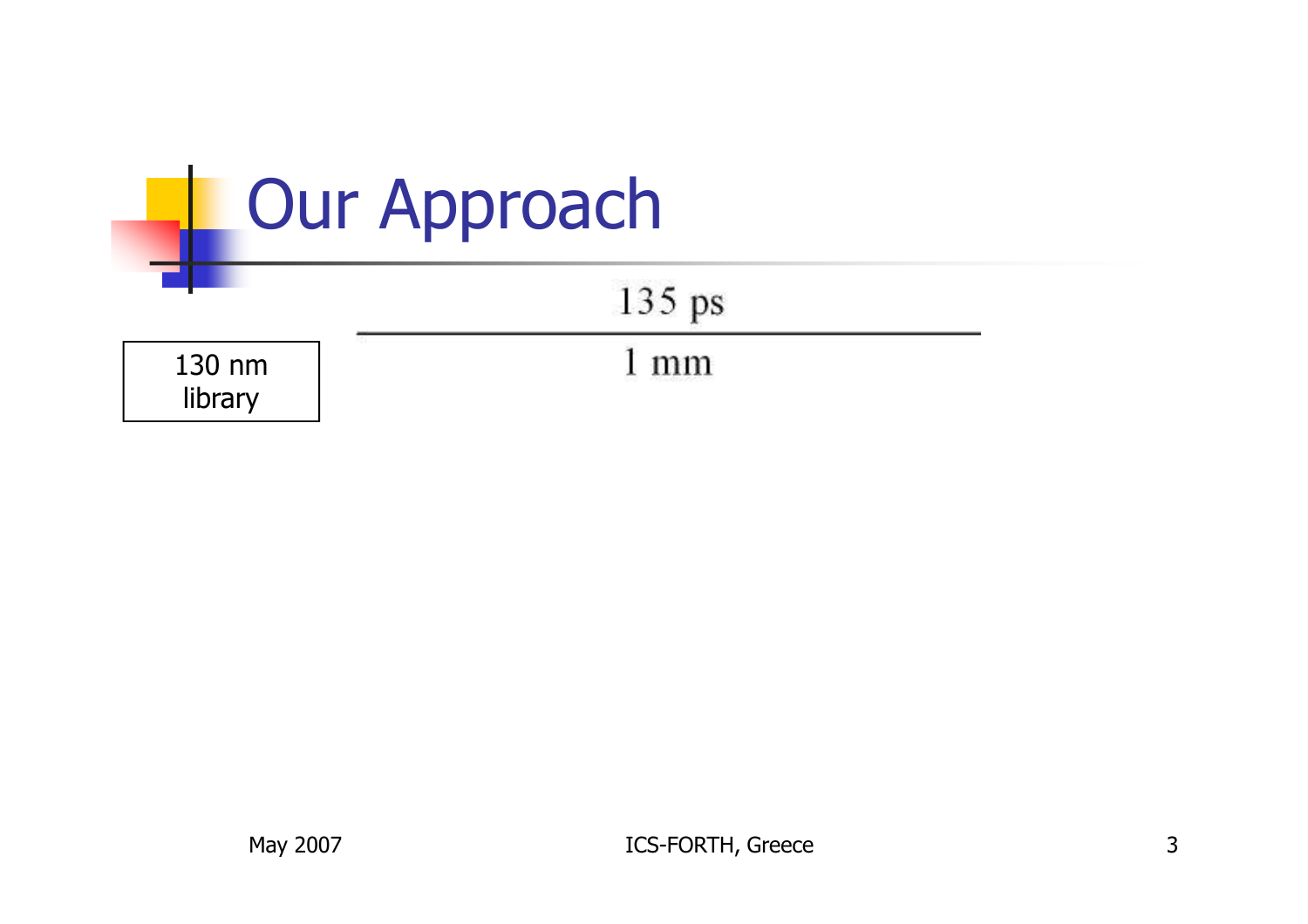# Our Approach

130 nm library

135 ps

1 mm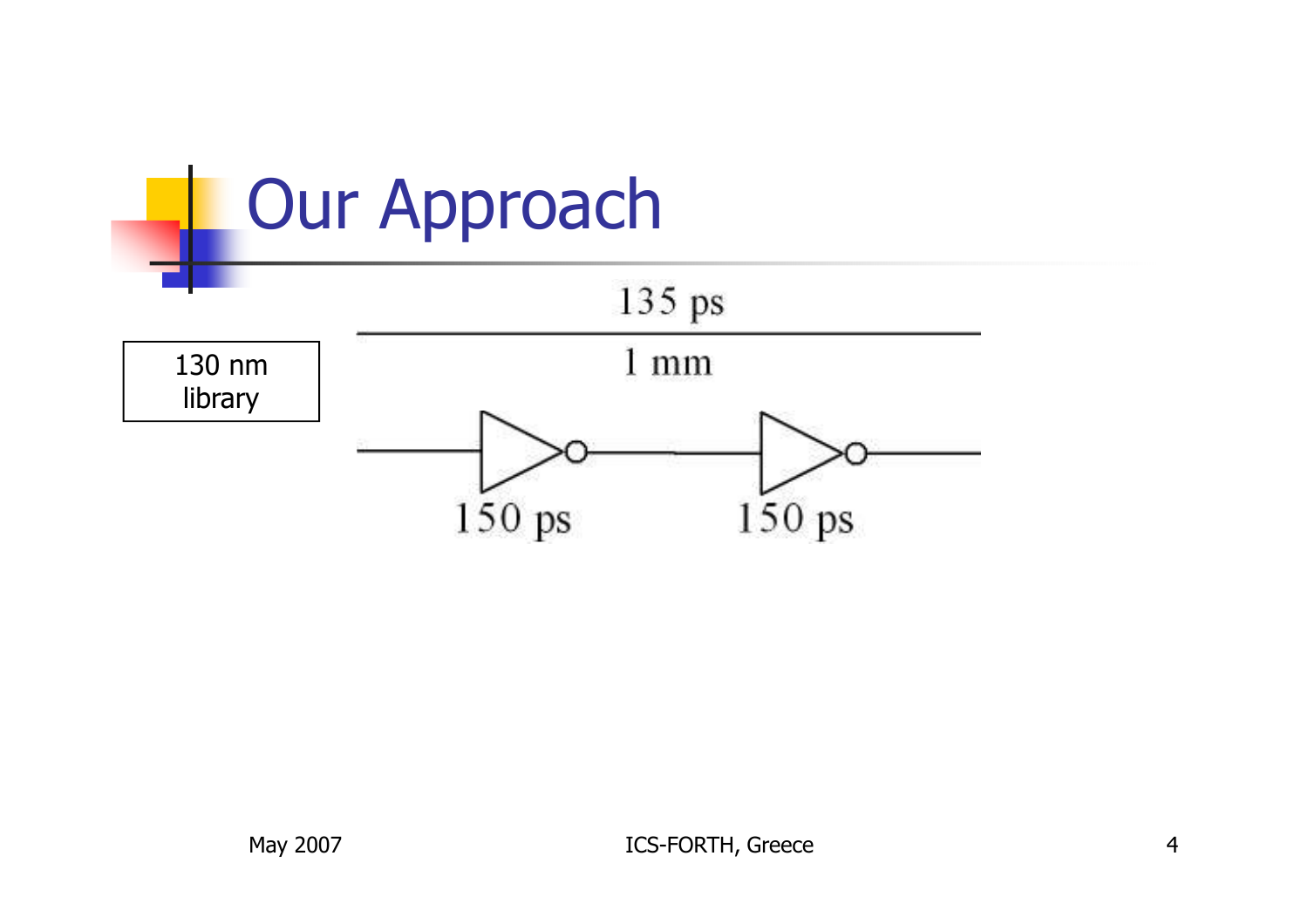# Our Approach

130 nm library

135 ps

1 mm

150 ps

150 ps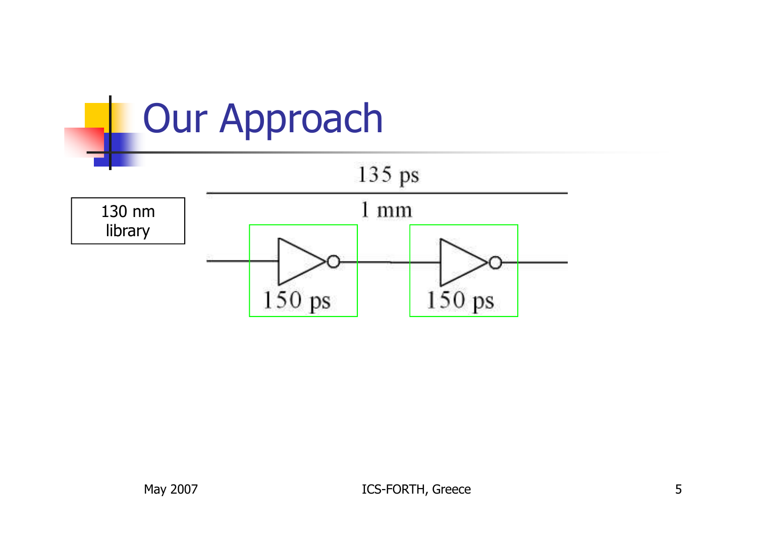# Our Approach

130 nm library

135 ps

1 mm

150 ps

150 ps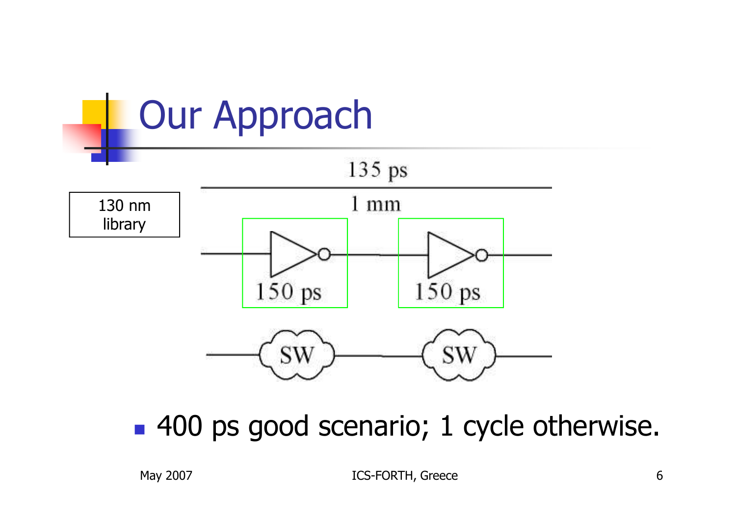# Our Approach

130 nm library

135 ps

1 mm

150 ps

150 ps

SW

SW

- 400 ps good scenario; 1 cycle otherwise.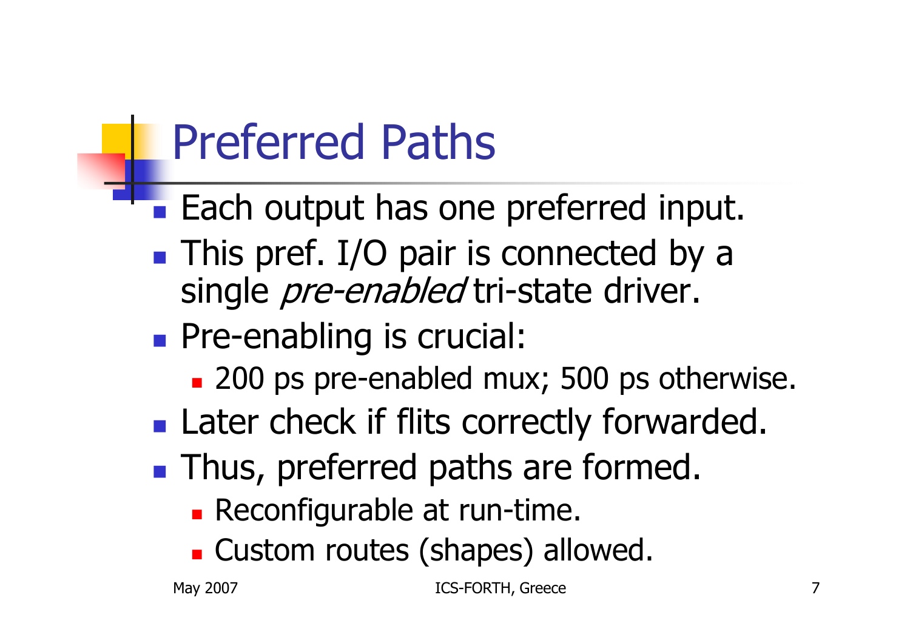# Preferred Paths

- Each output has one preferred input.
- This pref. I/O pair is connected by a single *pre-enabled* tri-state driver.
- Pre-enabling is crucial:
  - 200 ps pre-enabled mux; 500 ps otherwise.
- Later check if flits correctly forwarded.
- Thus, preferred paths are formed.
  - Reconfigurable at run-time.
  - Custom routes (shapes) allowed.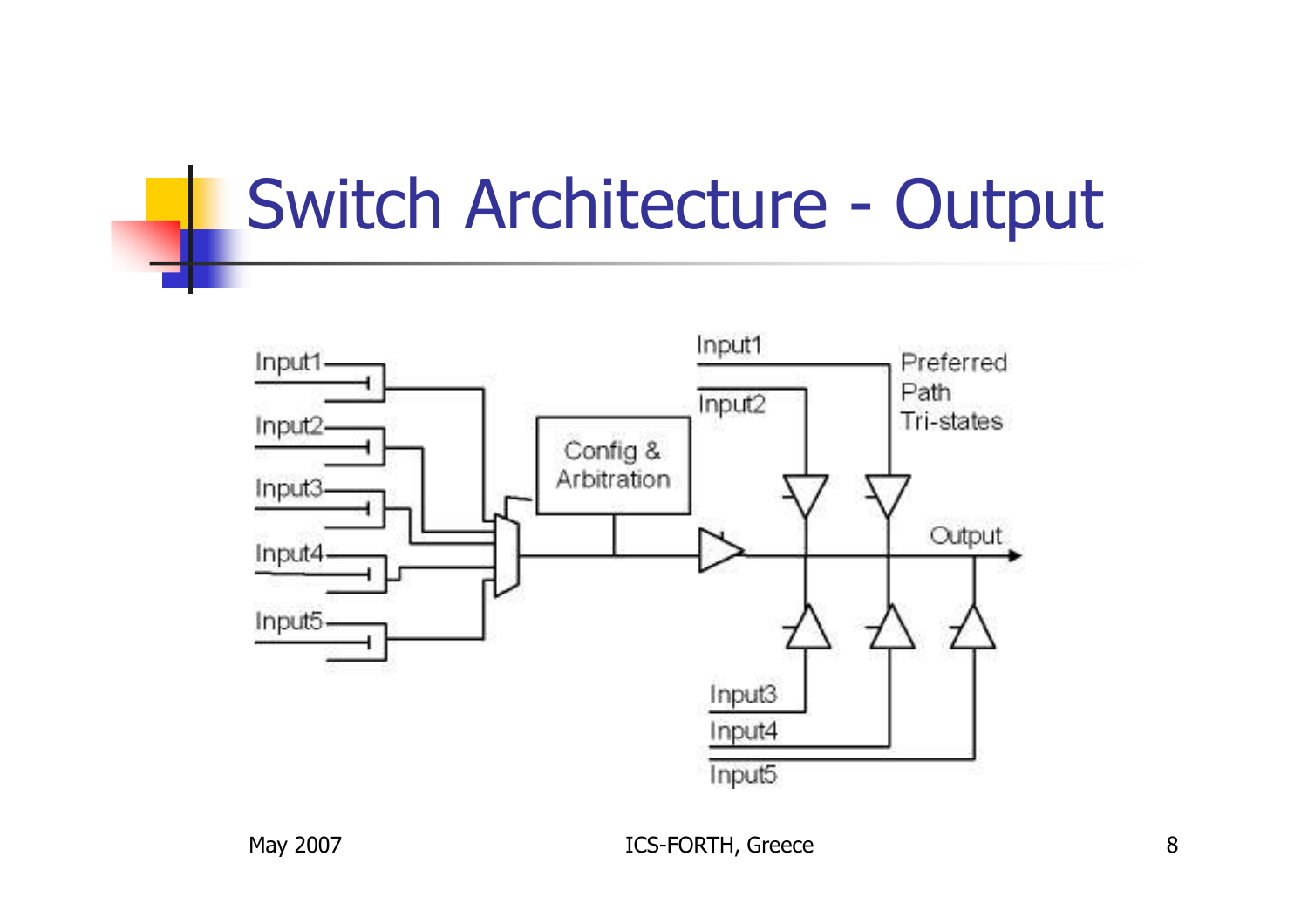# Switch Architecture - Output

Input1
Input2
Input3
Input4
Input5

Config & Arbitration

Input1
Input2
Input3
Input4
Input5

Preferred Path Tri-states

Output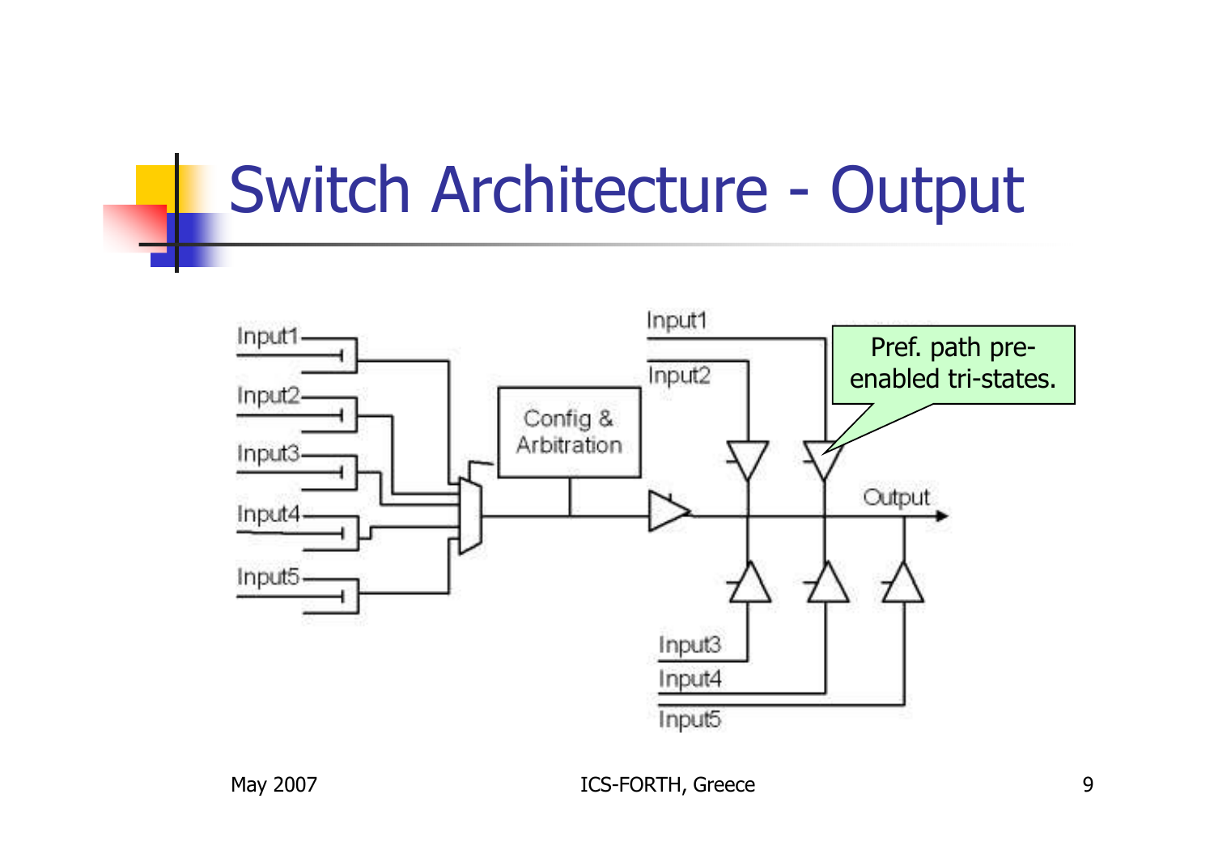# Switch Architecture - Output

Pref. path pre-enabled tri-states.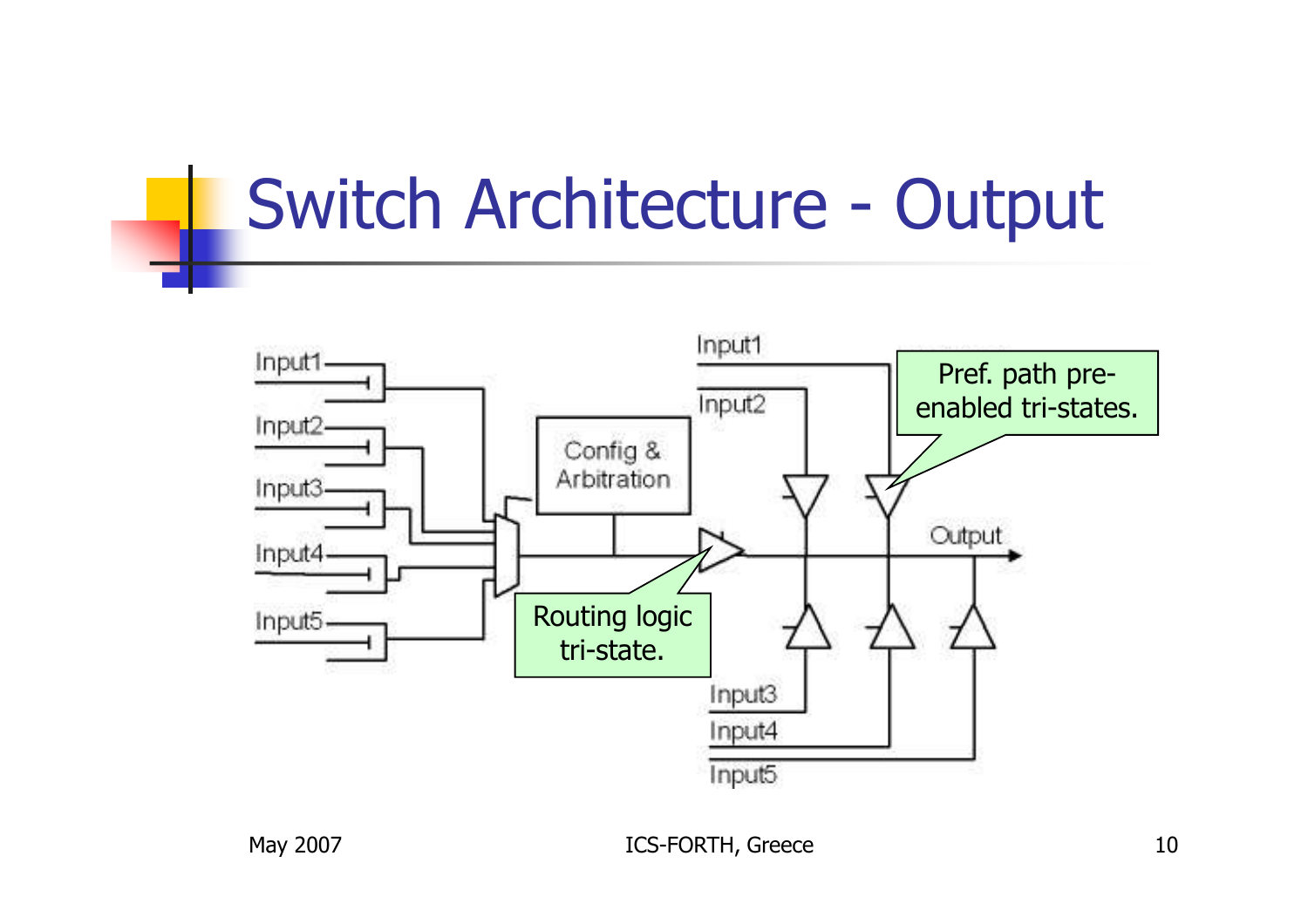# Switch Architecture - Output

Input1
Input2
Input3
Input4
Input5

Config & Arbitration

Input1
Input2

Pref. path pre-enabled tri-states.

Output

Routing logic tri-state.

Input3
Input4
Input5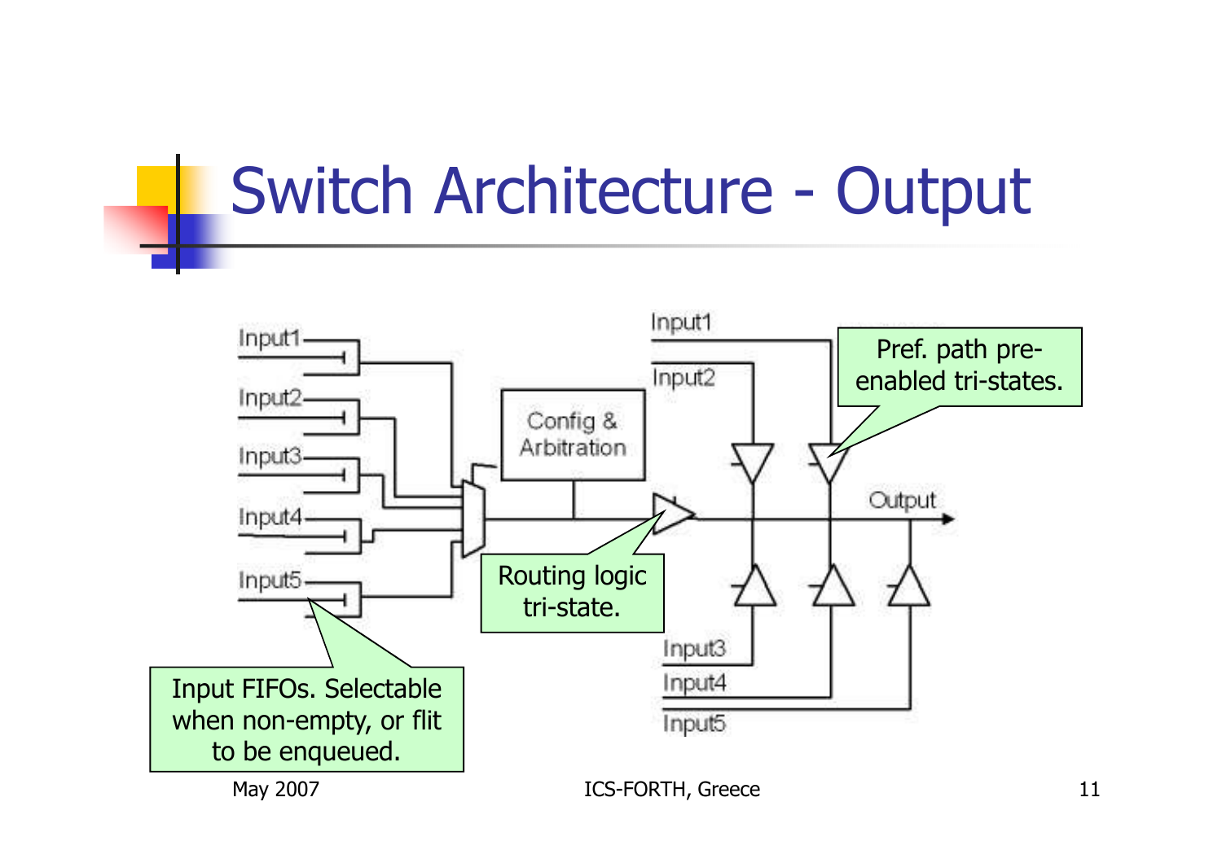# Switch Architecture - Output

Input1

Input2

Input3

Input4

Input5

Config & Arbitration

Input1

Input2

Output

Input3

Input4

Input5

Pref. path pre-enabled tri-states.

Routing logic tri-state.

Input FIFOs. Selectable when non-empty, or flit to be enqueued.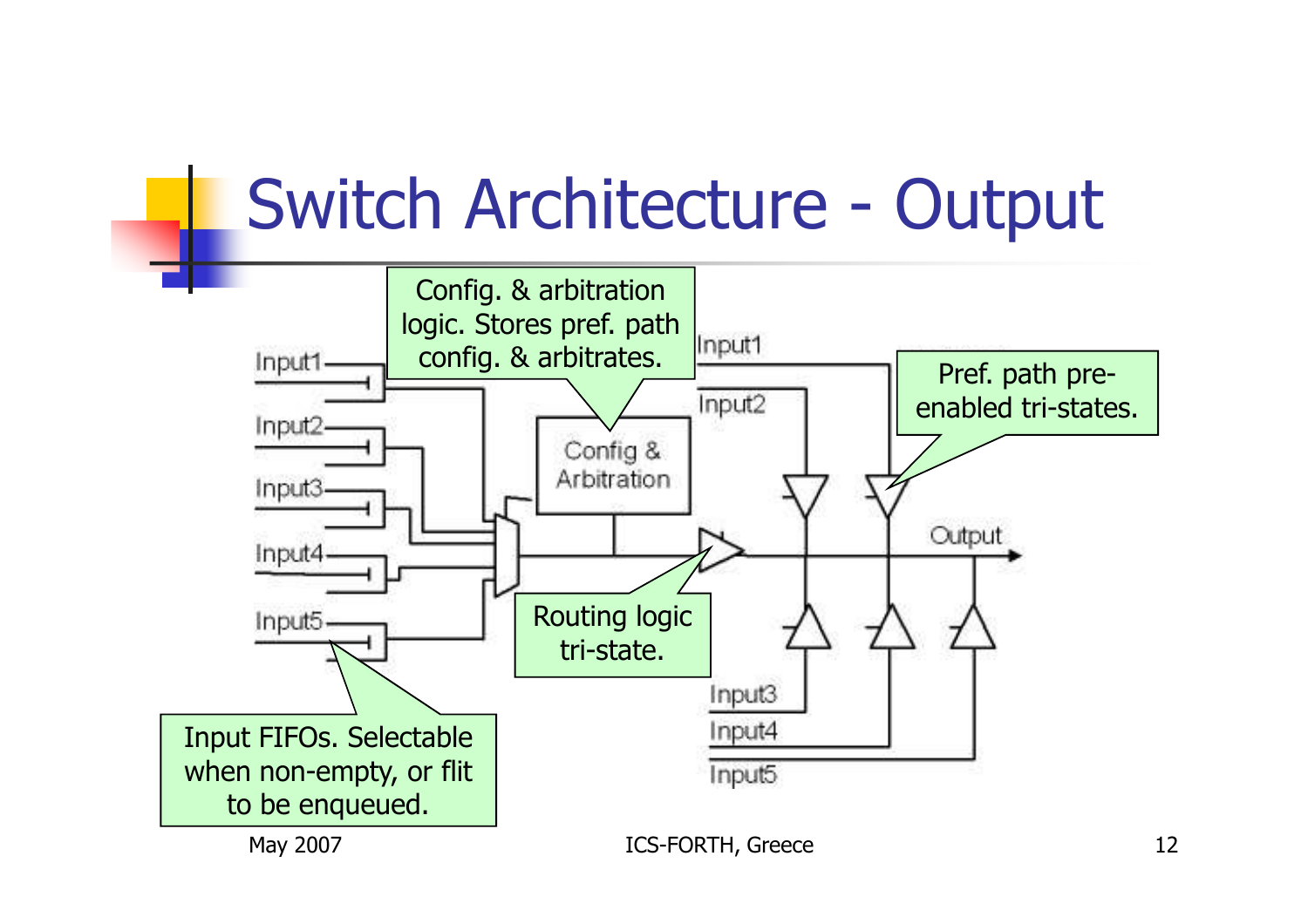# Switch Architecture - Output

Config. & arbitration logic. Stores pref. path config. & arbitrates.

Pref. path pre-enabled tri-states.

Routing logic tri-state.

Input FIFOs. Selectable when non-empty, or flit to be enqueued.

Input1, Input2, Input3, Input4, Input5, Config & Arbitration, Output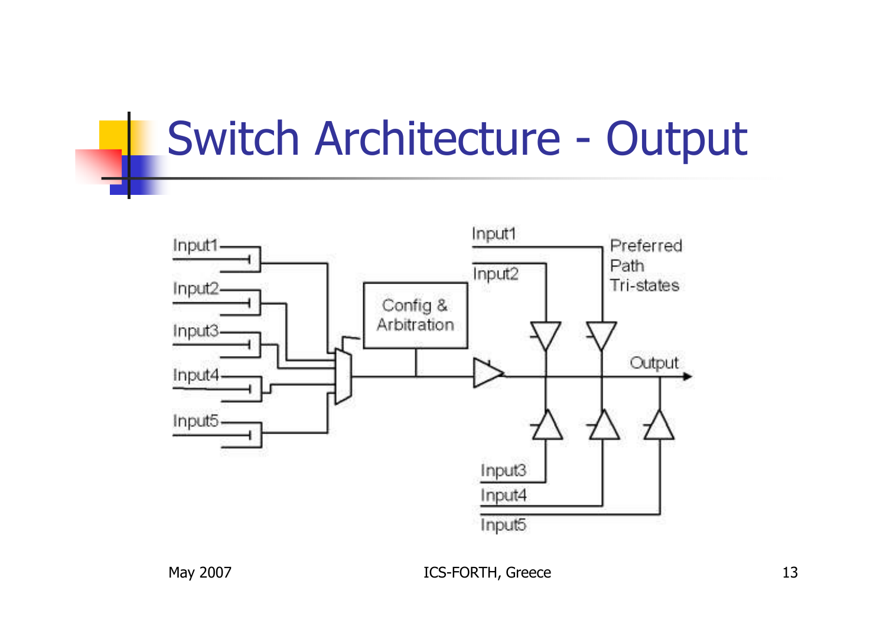# Switch Architecture - Output

Input1
Input2
Input3
Input4
Input5

Config &
Arbitration

Input1
Input2

Preferred
Path
Tri-states

Output

Input3
Input4
Input5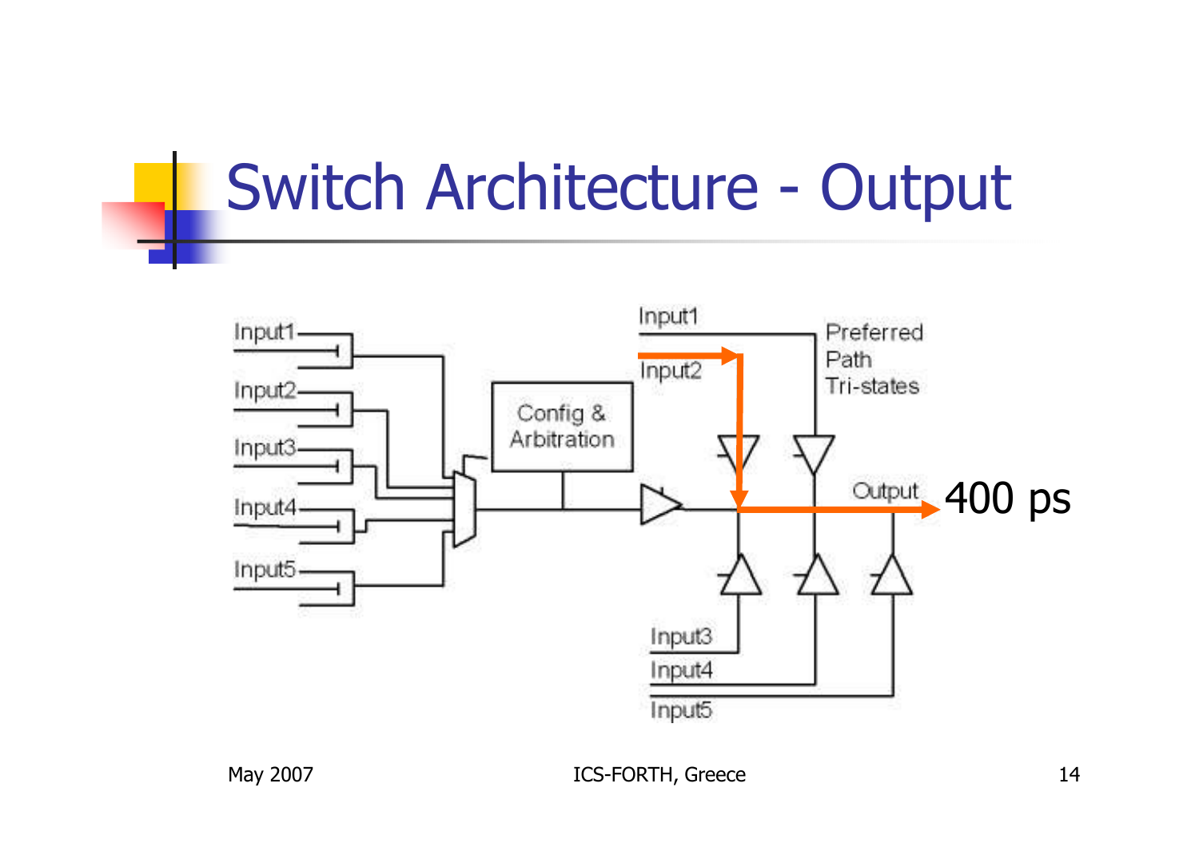# Switch Architecture - Output

Input1, Input2, Input3, Input4, Input5

Config & Arbitration

Input1

Input2

Preferred Path Tri-states

Output

400 ps

Input3

Input4

Input5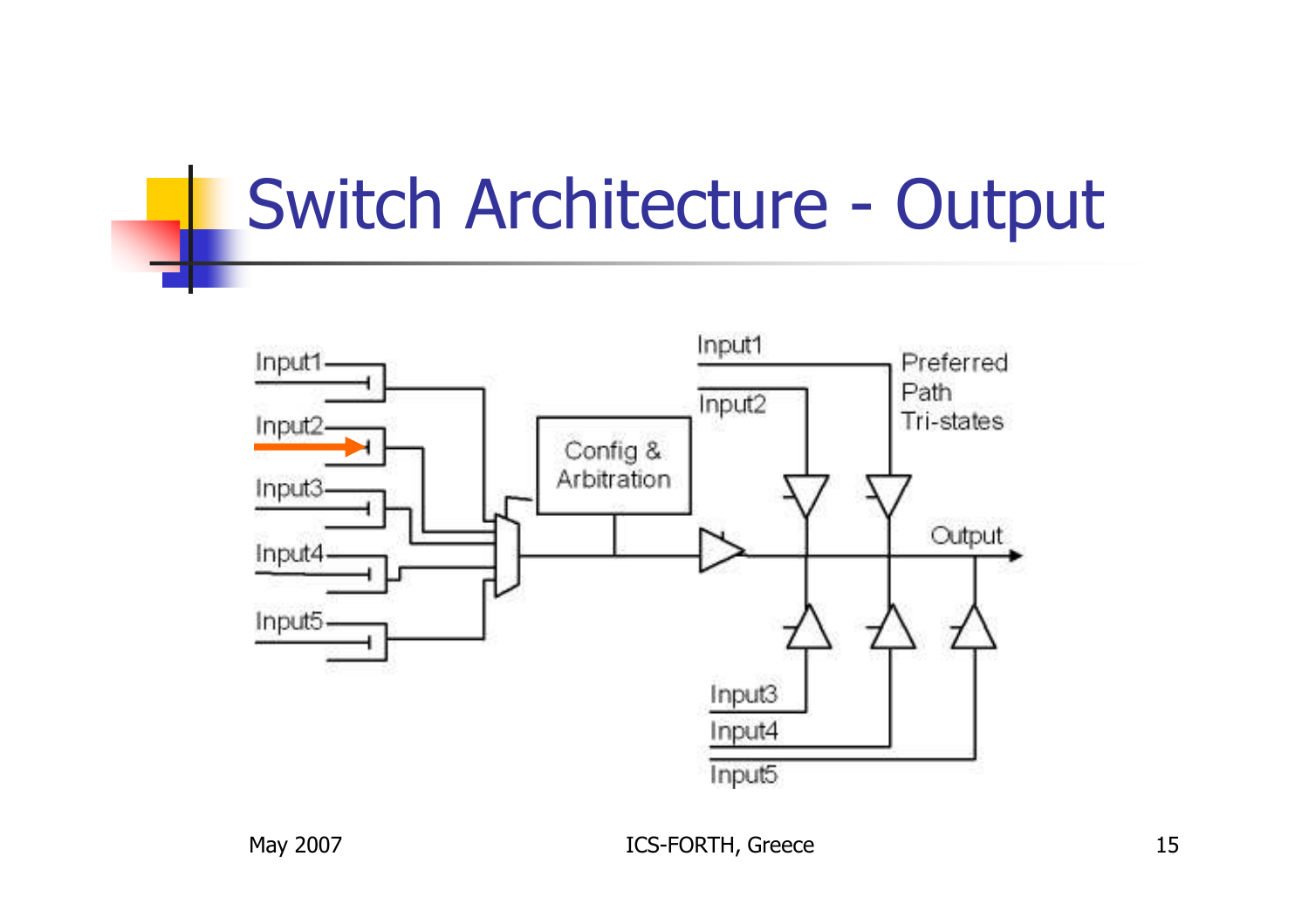# Switch Architecture - Output

Input1

Input2

Input3

Input4

Input5

Config & Arbitration

Input1

Input2

Preferred Path Tri-states

Output

Input3

Input4

Input5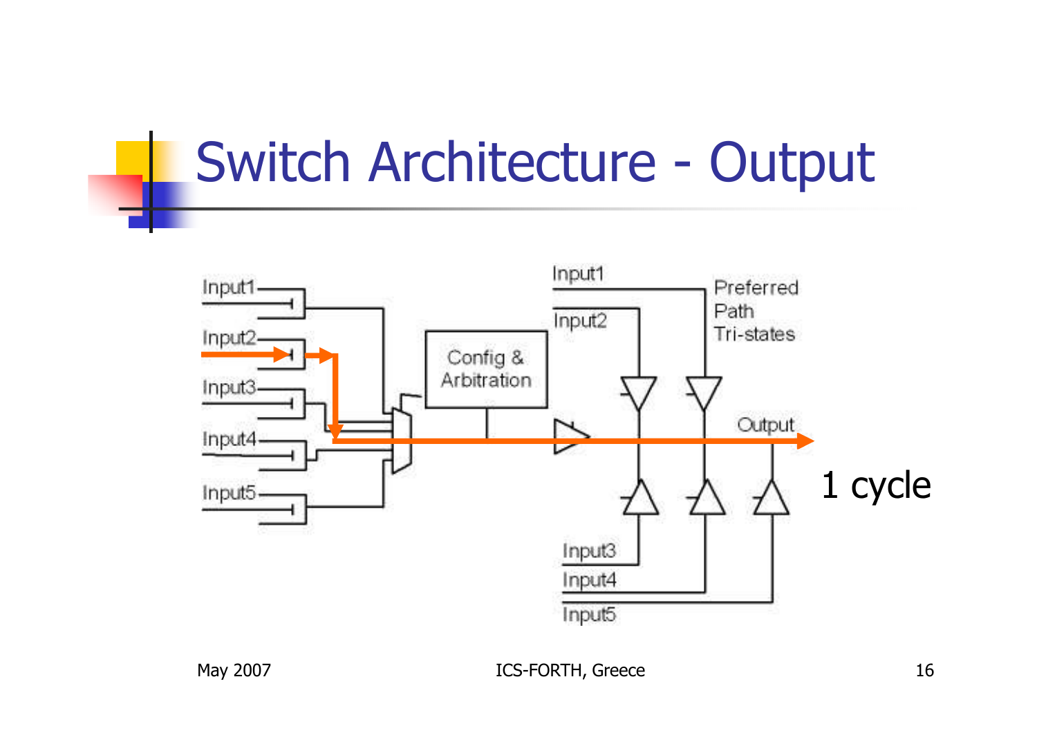# Switch Architecture - Output

Input1
Input2
Input3
Input4
Input5

Config & Arbitration

Input1
Input2
Preferred Path Tri-states
Output
Input3
Input4
Input5

1 cycle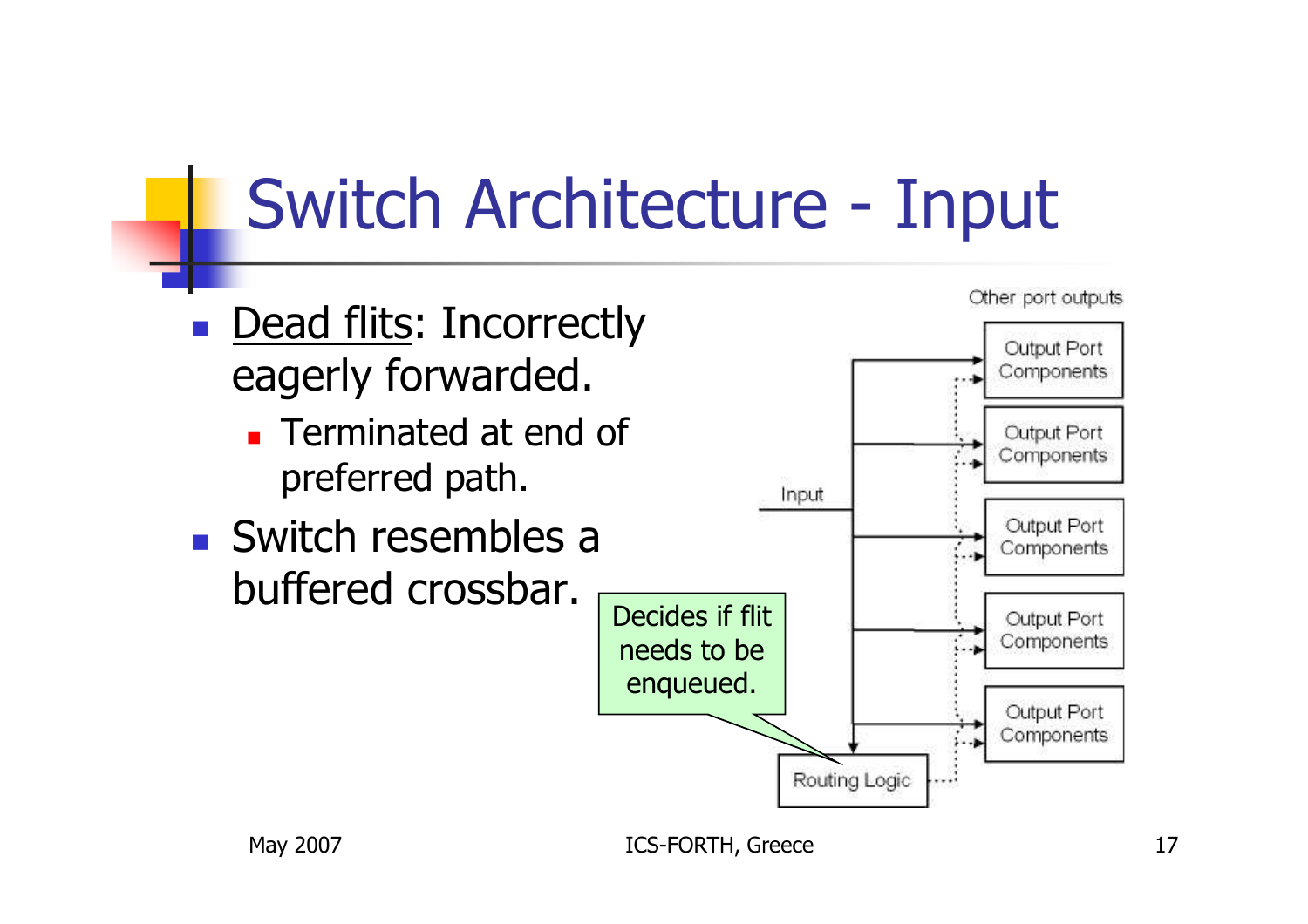# Switch Architecture - Input

- Dead flits: Incorrectly eagerly forwarded.
  - Terminated at end of preferred path.
- Switch resembles a buffered crossbar.

Decides if flit needs to be enqueued.

Other port outputs

Output Port Components

Output Port Components

Input

Output Port Components

Output Port Components

Output Port Components

Routing Logic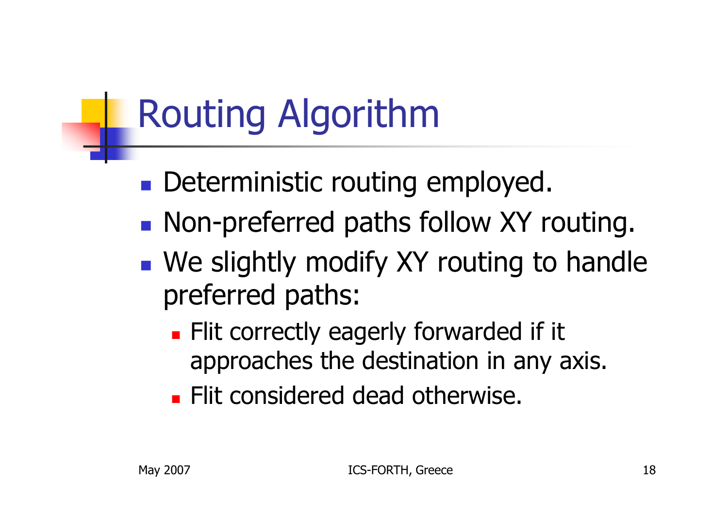# Routing Algorithm

- Deterministic routing employed.
- Non-preferred paths follow XY routing.
- We slightly modify XY routing to handle preferred paths:
  - Flit correctly eagerly forwarded if it approaches the destination in any axis.
  - Flit considered dead otherwise.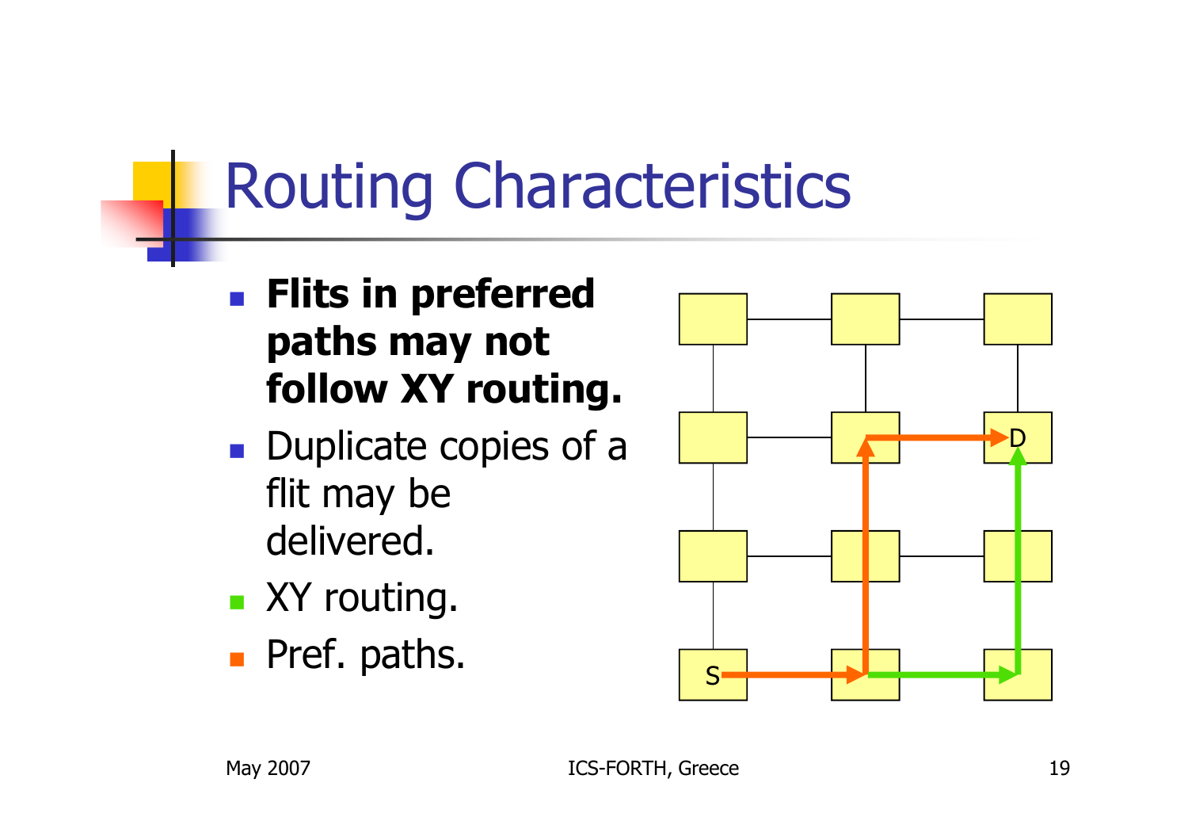# Routing Characteristics

- **Flits in preferred paths may not follow XY routing.**
- Duplicate copies of a flit may be delivered.
- XY routing.
- Pref. paths.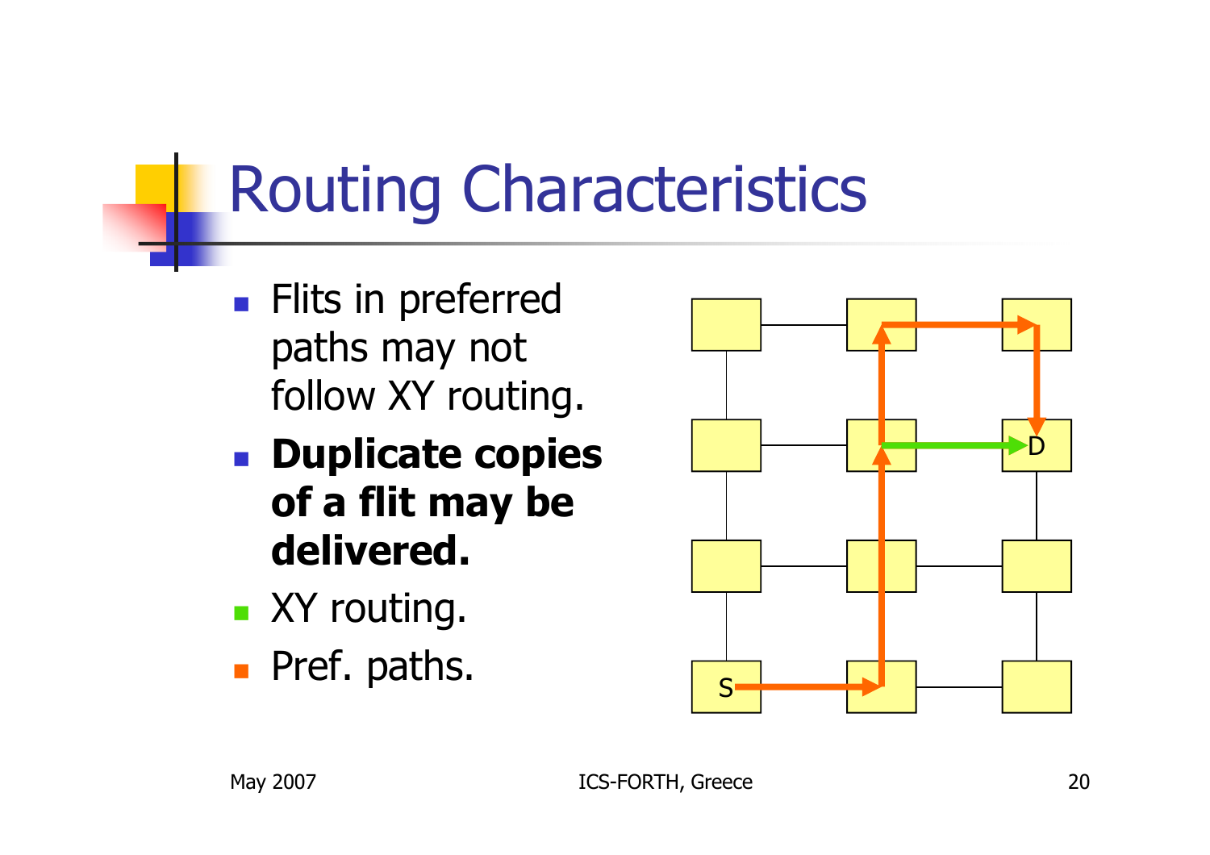# Routing Characteristics

- Flits in preferred paths may not follow XY routing.
- **Duplicate copies of a flit may be delivered.**
- XY routing.
- Pref. paths.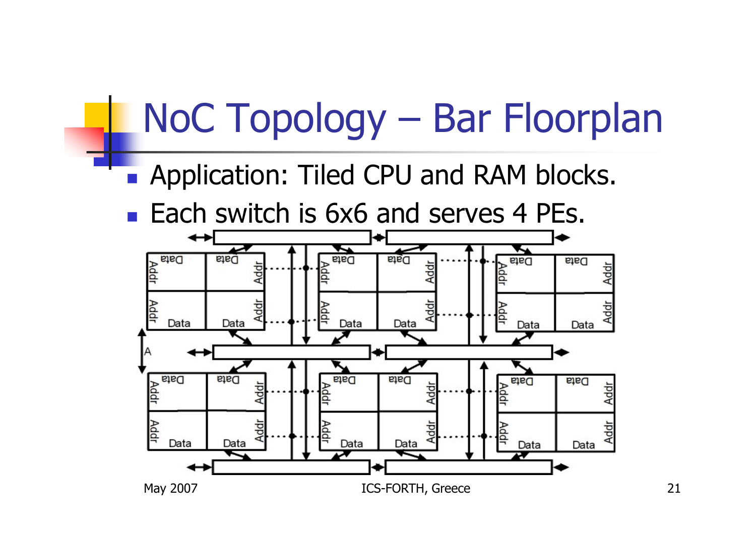# NoC Topology – Bar Floorplan

- Application: Tiled CPU and RAM blocks.
- Each switch is 6x6 and serves 4 PEs.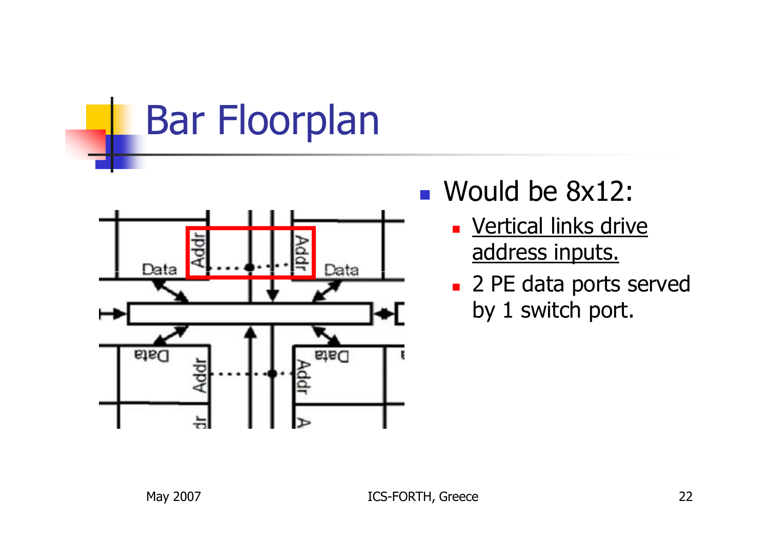# Bar Floorplan

- Would be 8x12:
  - Vertical links drive address inputs.
  - 2 PE data ports served by 1 switch port.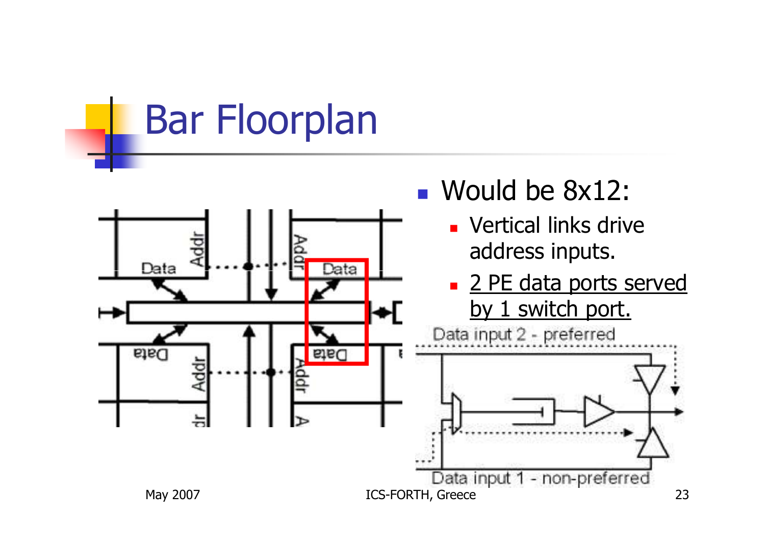# Bar Floorplan

- Would be 8x12:
  - Vertical links drive address inputs.
  - 2 PE data ports served by 1 switch port.

Data input 2 - preferred

Data input 1 - non-preferred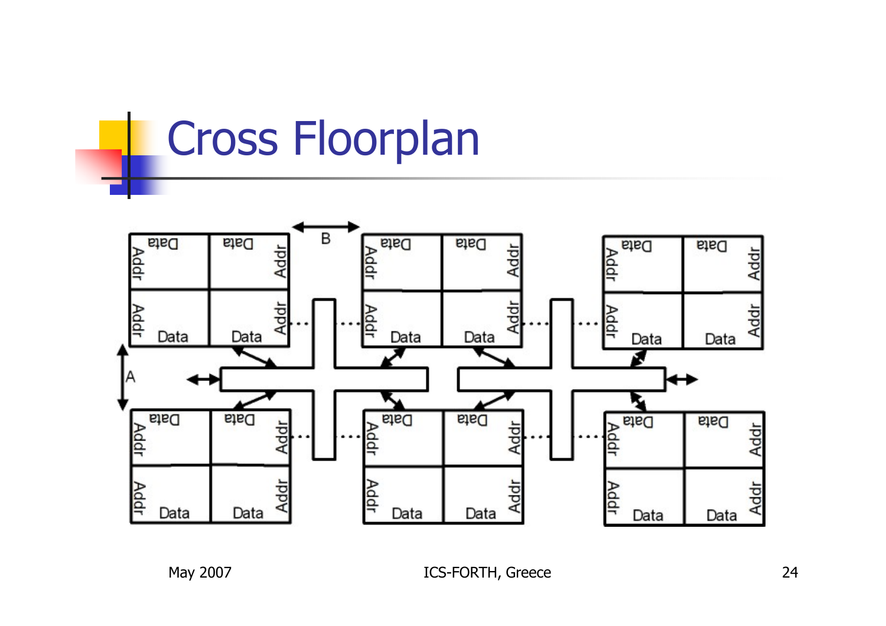# Cross Floorplan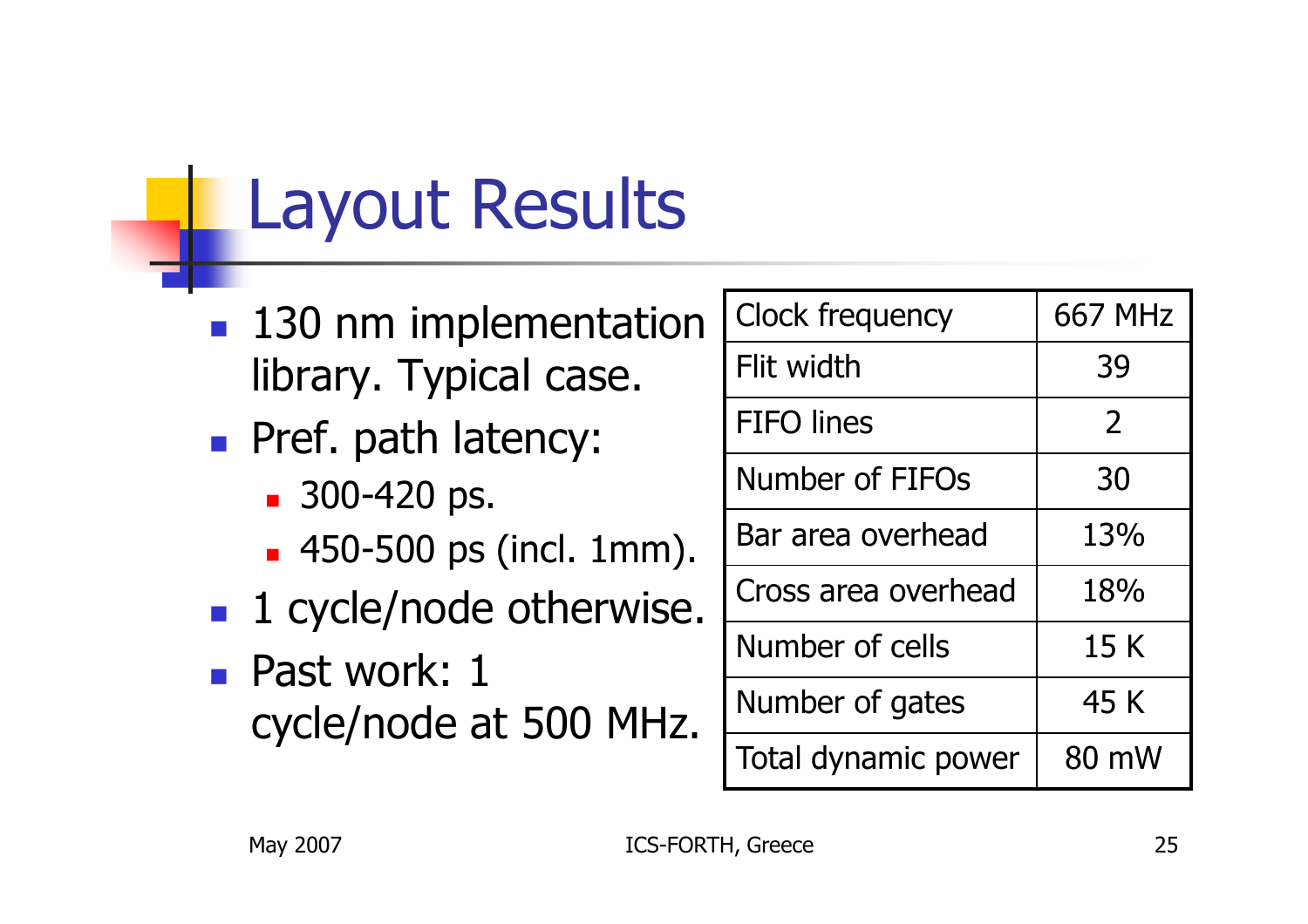# Layout Results

- 130 nm implementation library. Typical case.
- Pref. path latency:
  - 300-420 ps.
  - 450-500 ps (incl. 1mm).
- 1 cycle/node otherwise.
- Past work: 1 cycle/node at 500 MHz.

| Clock frequency | 667 MHz |
|---|---|
| Flit width | 39 |
| FIFO lines | 2 |
| Number of FIFOs | 30 |
| Bar area overhead | 13% |
| Cross area overhead | 18% |
| Number of cells | 15 K |
| Number of gates | 45 K |
| Total dynamic power | 80 mW |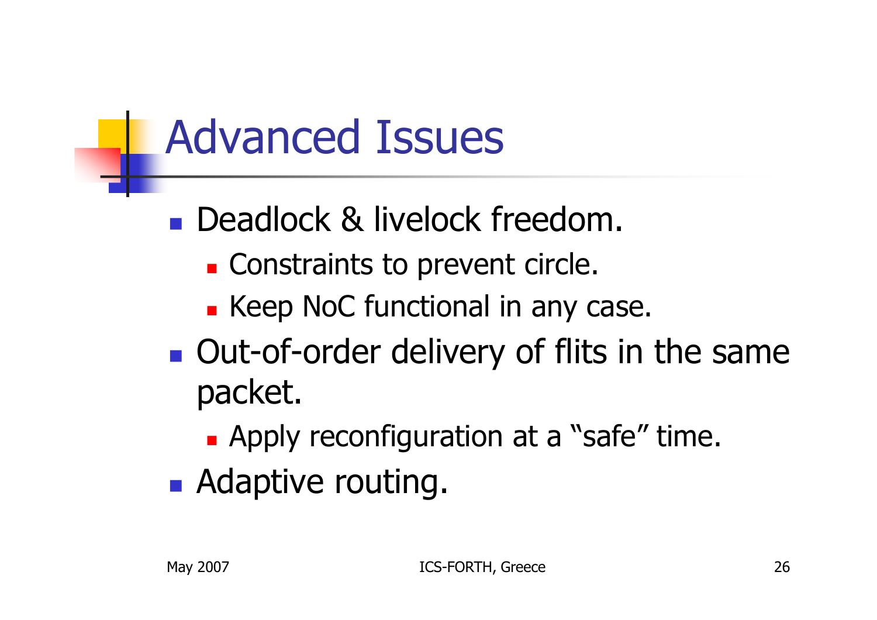# Advanced Issues

- Deadlock & livelock freedom.
  - Constraints to prevent circle.
  - Keep NoC functional in any case.
- Out-of-order delivery of flits in the same packet.
  - Apply reconfiguration at a “safe” time.
- Adaptive routing.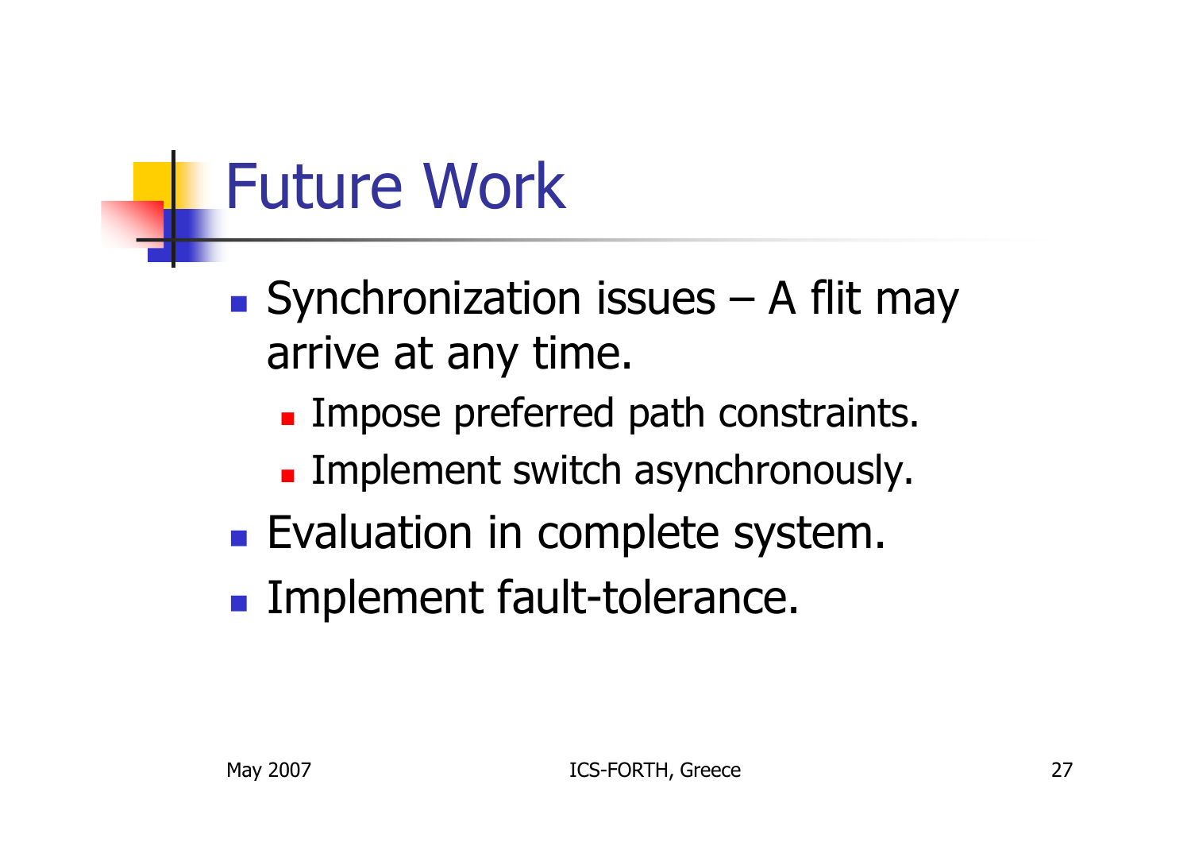# Future Work

- Synchronization issues – A flit may arrive at any time.
  - Impose preferred path constraints.
  - Implement switch asynchronously.
- Evaluation in complete system.
- Implement fault-tolerance.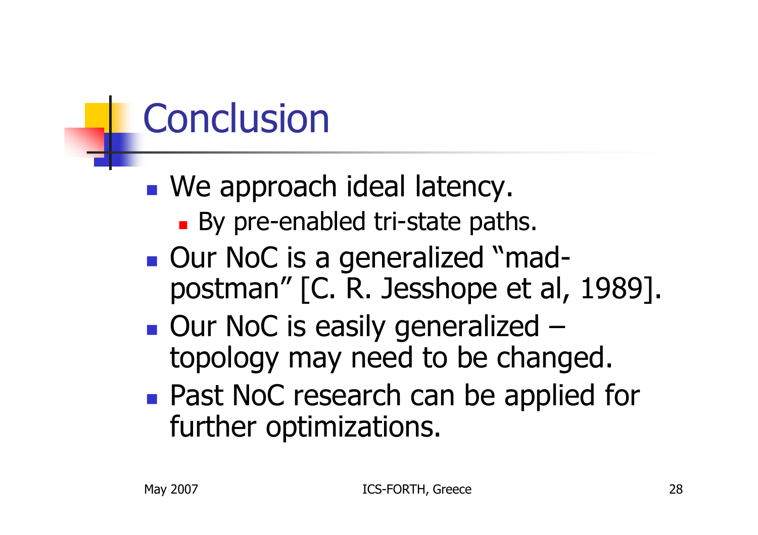# Conclusion

- We approach ideal latency.
  - By pre-enabled tri-state paths.
- Our NoC is a generalized "mad-postman" [C. R. Jesshope et al, 1989].
- Our NoC is easily generalized – topology may need to be changed.
- Past NoC research can be applied for further optimizations.